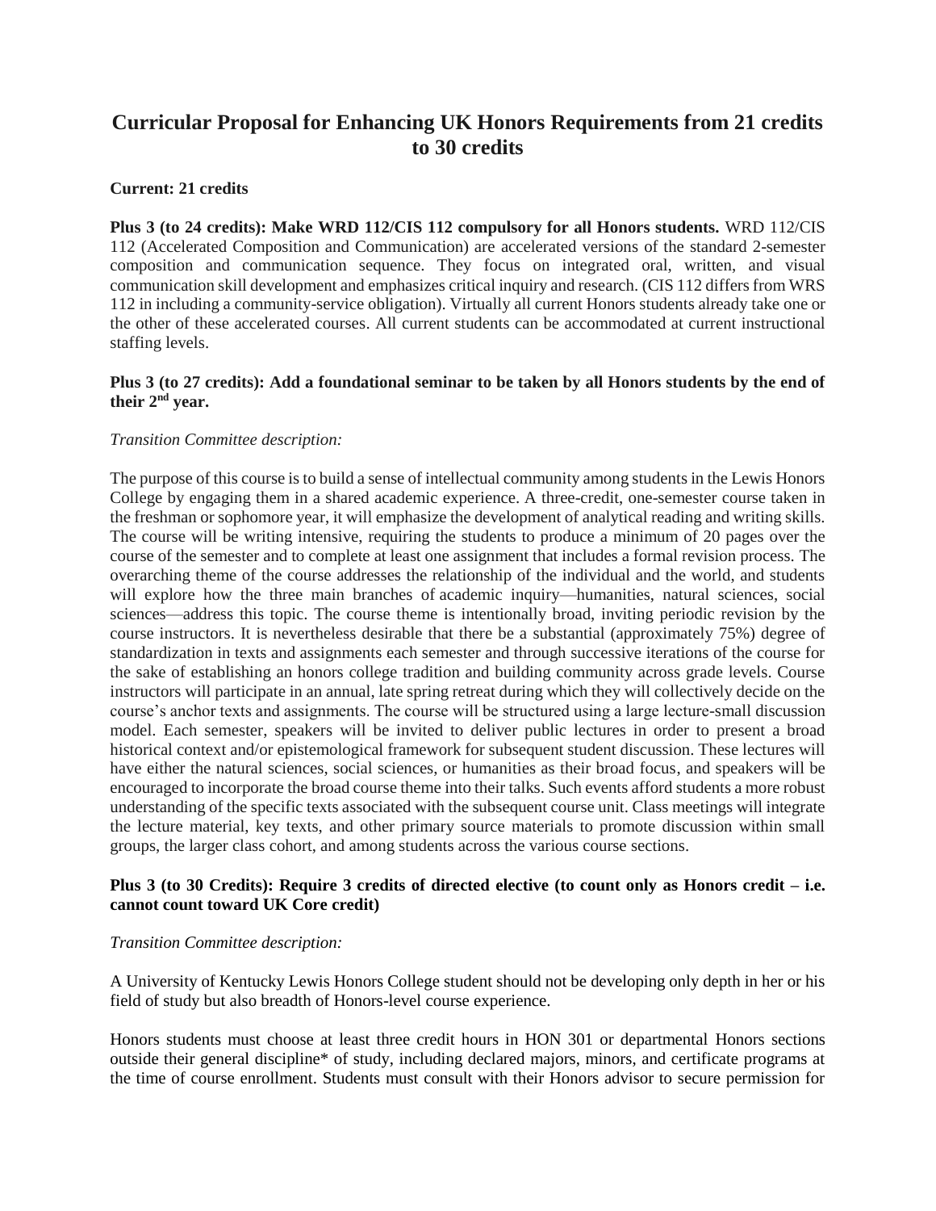# Curricular Proposal for Enhancing UK Honors Requirements from 21 credits to 30 credits

**Current: 21 credits**

**Plus 3 (to 24 credits): Make WRD 112/CIS 112 compulsory for all Honors students.** WRD 112/CIS 112 (Accelerated Composition and Communication) are accelerated versions of the standard 2-semester composition and communication sequence. They focus on integrated oral, written, and visual communication skill development and emphasizes critical inquiry and research. (CIS 112 differs from WRS 112 in including a community-service obligation). Virtually all current Honors students already take one or the other of these accelerated courses. All current students can be accommodated at current instructional staffing levels.

**Plus 3 (to 27 credits): Add a foundational seminar to be taken by all Honors students by the end of their 2nd year.**

*Transition Committee description:*

The purpose of this course is to build a sense of intellectual community among students in the Lewis Honors College by engaging them in a shared academic experience. A three-credit, one-semester course taken in the freshman or sophomore year, it will emphasize the development of analytical reading and writing skills. The course will be writing intensive, requiring the students to produce a minimum of 20 pages over the course of the semester and to complete at least one assignment that includes a formal revision process. The overarching theme of the course addresses the relationship of the individual and the world, and students will explore how the three main branches of academic inquiry—humanities, natural sciences, social sciences—address this topic. The course theme is intentionally broad, inviting periodic revision by the course instructors. It is nevertheless desirable that there be a substantial (approximately 75%) degree of standardization in texts and assignments each semester and through successive iterations of the course for the sake of establishing an honors college tradition and building community across grade levels. Course instructors will participate in an annual, late spring retreat during which they will collectively decide on the course's anchor texts and assignments. The course will be structured using a large lecture-small discussion model. Each semester, speakers will be invited to deliver public lectures in order to present a broad historical context and/or epistemological framework for subsequent student discussion. These lectures will have either the natural sciences, social sciences, or humanities as their broad focus, and speakers will be encouraged to incorporate the broad course theme into their talks. Such events afford students a more robust understanding of the specific texts associated with the subsequent course unit. Class meetings will integrate the lecture material, key texts, and other primary source materials to promote discussion within small groups, the larger class cohort, and among students across the various course sections.

**Plus 3 (to 30 Credits): Require 3 credits of directed elective (to count only as Honors credit – i.e. cannot count toward UK Core credit)**

*Transition Committee description:*

A University of Kentucky Lewis Honors College student should not be developing only depth in her or his field of study but also breadth of Honors-level course experience.

Honors students must choose at least three credit hours in HON 301 or departmental Honors sections outside their general discipline* of study, including declared majors, minors, and certificate programs at the time of course enrollment. Students must consult with their Honors advisor to secure permission for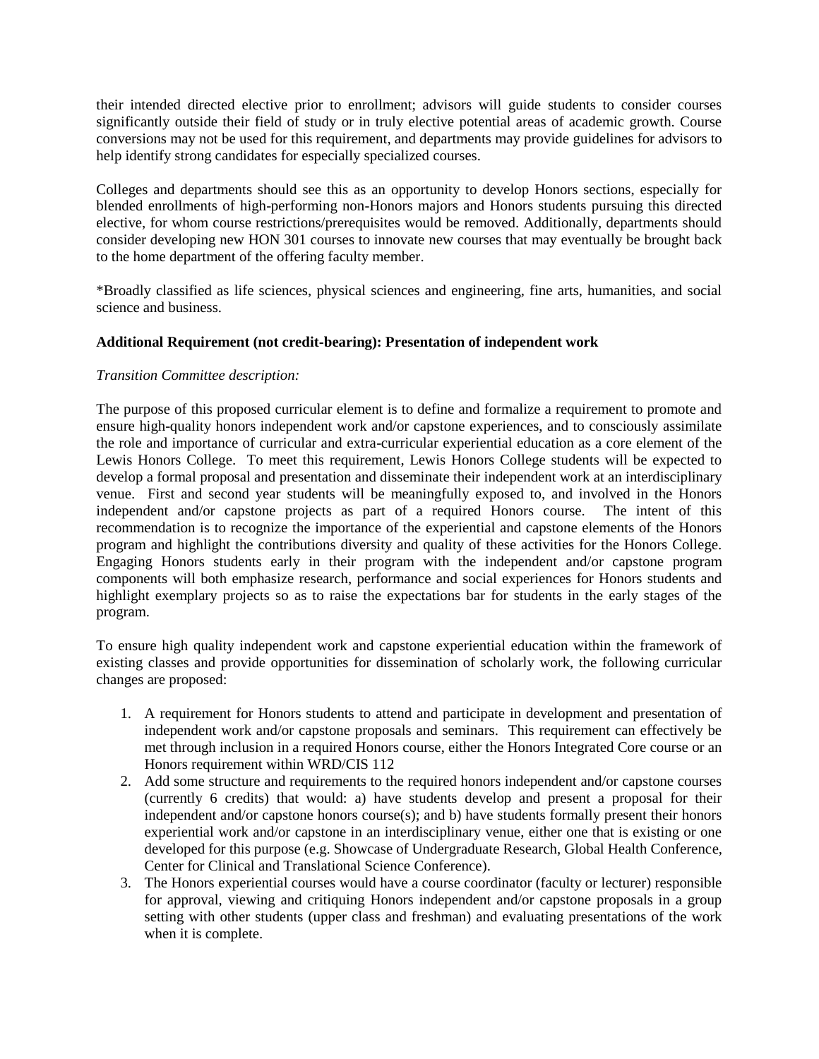their intended directed elective prior to enrollment; advisors will guide students to consider courses significantly outside their field of study or in truly elective potential areas of academic growth. Course conversions may not be used for this requirement, and departments may provide guidelines for advisors to help identify strong candidates for especially specialized courses.

Colleges and departments should see this as an opportunity to develop Honors sections, especially for blended enrollments of high-performing non-Honors majors and Honors students pursuing this directed elective, for whom course restrictions/prerequisites would be removed. Additionally, departments should consider developing new HON 301 courses to innovate new courses that may eventually be brought back to the home department of the offering faculty member.

*Broadly classified as life sciences, physical sciences and engineering, fine arts, humanities, and social science and business.

**Additional Requirement (not credit-bearing): Presentation of independent work**

*Transition Committee description:*

The purpose of this proposed curricular element is to define and formalize a requirement to promote and ensure high-quality honors independent work and/or capstone experiences, and to consciously assimilate the role and importance of curricular and extra-curricular experiential education as a core element of the Lewis Honors College. To meet this requirement, Lewis Honors College students will be expected to develop a formal proposal and presentation and disseminate their independent work at an interdisciplinary venue. First and second year students will be meaningfully exposed to, and involved in the Honors independent and/or capstone projects as part of a required Honors course. The intent of this recommendation is to recognize the importance of the experiential and capstone elements of the Honors program and highlight the contributions diversity and quality of these activities for the Honors College. Engaging Honors students early in their program with the independent and/or capstone program components will both emphasize research, performance and social experiences for Honors students and highlight exemplary projects so as to raise the expectations bar for students in the early stages of the program.

To ensure high quality independent work and capstone experiential education within the framework of existing classes and provide opportunities for dissemination of scholarly work, the following curricular changes are proposed:

1. A requirement for Honors students to attend and participate in development and presentation of independent work and/or capstone proposals and seminars. This requirement can effectively be met through inclusion in a required Honors course, either the Honors Integrated Core course or an Honors requirement within WRD/CIS 112
2. Add some structure and requirements to the required honors independent and/or capstone courses (currently 6 credits) that would: a) have students develop and present a proposal for their independent and/or capstone honors course(s); and b) have students formally present their honors experiential work and/or capstone in an interdisciplinary venue, either one that is existing or one developed for this purpose (e.g. Showcase of Undergraduate Research, Global Health Conference, Center for Clinical and Translational Science Conference).
3. The Honors experiential courses would have a course coordinator (faculty or lecturer) responsible for approval, viewing and critiquing Honors independent and/or capstone proposals in a group setting with other students (upper class and freshman) and evaluating presentations of the work when it is complete.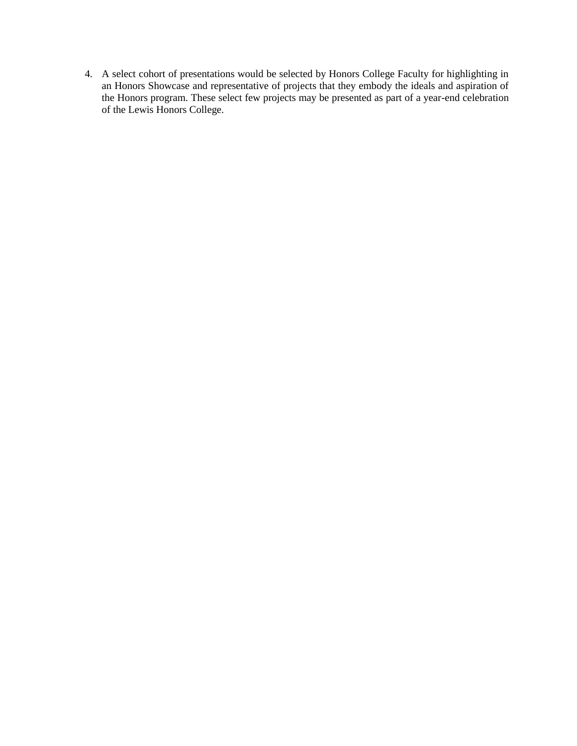4. A select cohort of presentations would be selected by Honors College Faculty for highlighting in an Honors Showcase and representative of projects that they embody the ideals and aspiration of the Honors program. These select few projects may be presented as part of a year-end celebration of the Lewis Honors College.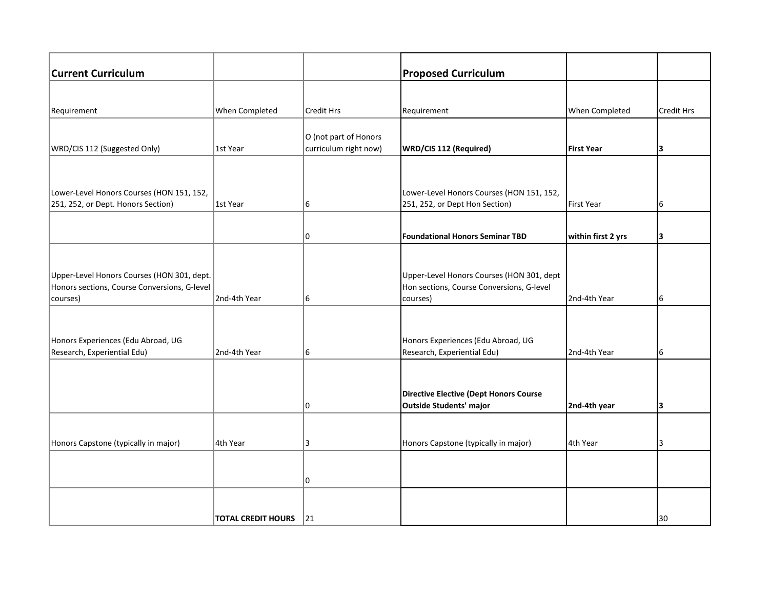| **Current Curriculum** | | | **Proposed Curriculum** | | |
|---|---|---|---|---|---|
| Requirement | When Completed | Credit Hrs | Requirement | When Completed | Credit Hrs |
| WRD/CIS 112 (Suggested Only) | 1st Year | O (not part of Honors curriculum right now) | **WRD/CIS 112 (Required)** | **First Year** | **3** |
| Lower-Level Honors Courses (HON 151, 152, 251, 252, or Dept. Honors Section) | 1st Year | 6 | Lower-Level Honors Courses (HON 151, 152, 251, 252, or Dept Hon Section) | First Year | 6 |
| | | 0 | **Foundational Honors Seminar TBD** | **within first 2 yrs** | **3** |
| Upper-Level Honors Courses (HON 301, dept. Honors sections, Course Conversions, G-level courses) | 2nd-4th Year | 6 | Upper-Level Honors Courses (HON 301, dept Hon sections, Course Conversions, G-level courses) | 2nd-4th Year | 6 |
| Honors Experiences (Edu Abroad, UG Research, Experiential Edu) | 2nd-4th Year | 6 | Honors Experiences (Edu Abroad, UG Research, Experiential Edu) | 2nd-4th Year | 6 |
| | | 0 | **Directive Elective (Dept Honors Course Outside Students' major** | **2nd-4th year** | **3** |
| Honors Capstone (typically in major) | 4th Year | 3 | Honors Capstone (typically in major) | 4th Year | 3 |
| | | 0 | | | |
| | **TOTAL CREDIT HOURS** | 21 | | | 30 |